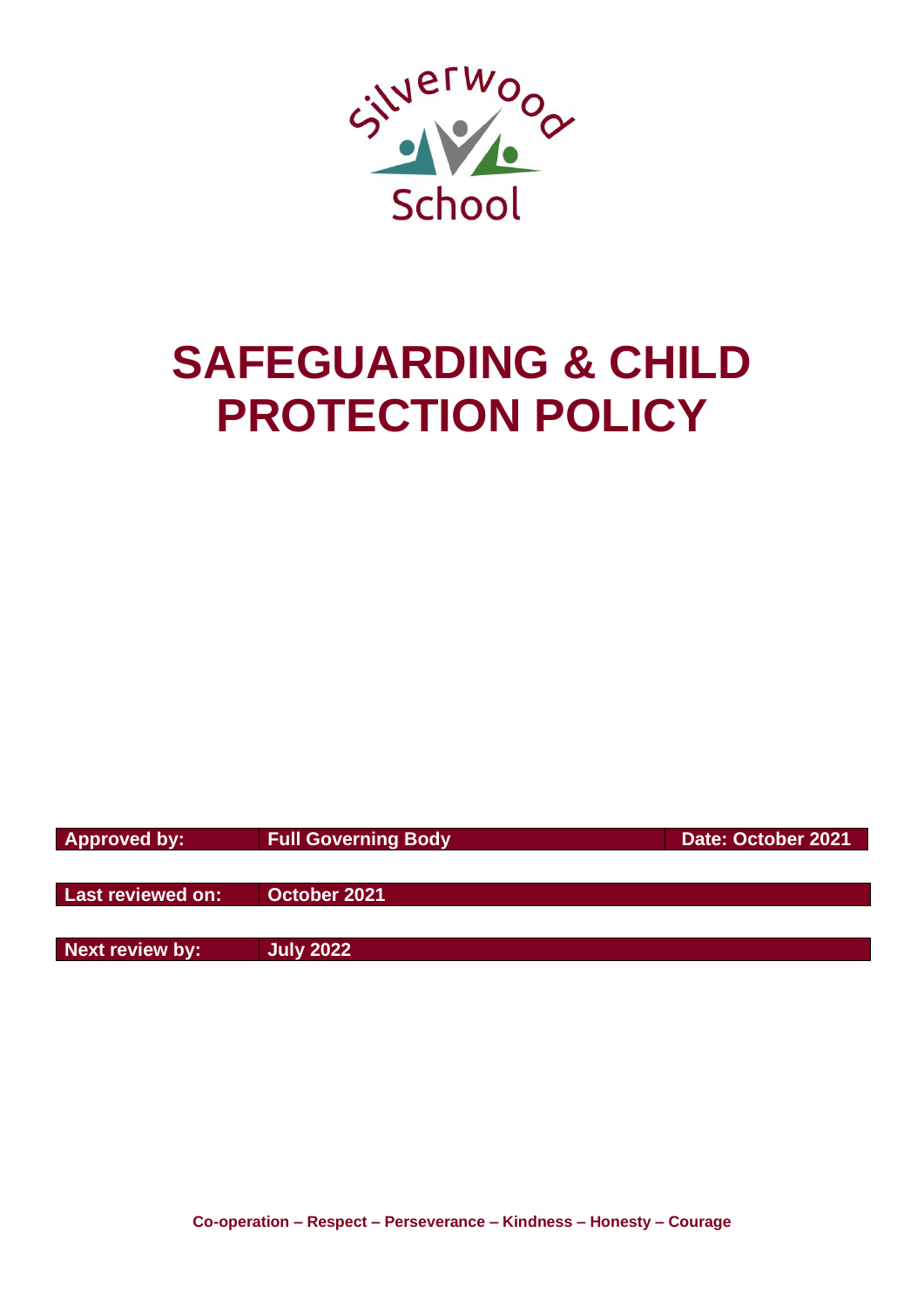Silverwood School

# SAFEGUARDING & CHILD PROTECTION POLICY

| Approved by: | Full Governing Body | Date: October 2021 |
| --- | --- | --- |
| Last reviewed on: | October 2021 | |
| Next review by: | July 2022 | |

**Co-operation – Respect – Perseverance – Kindness – Honesty – Courage**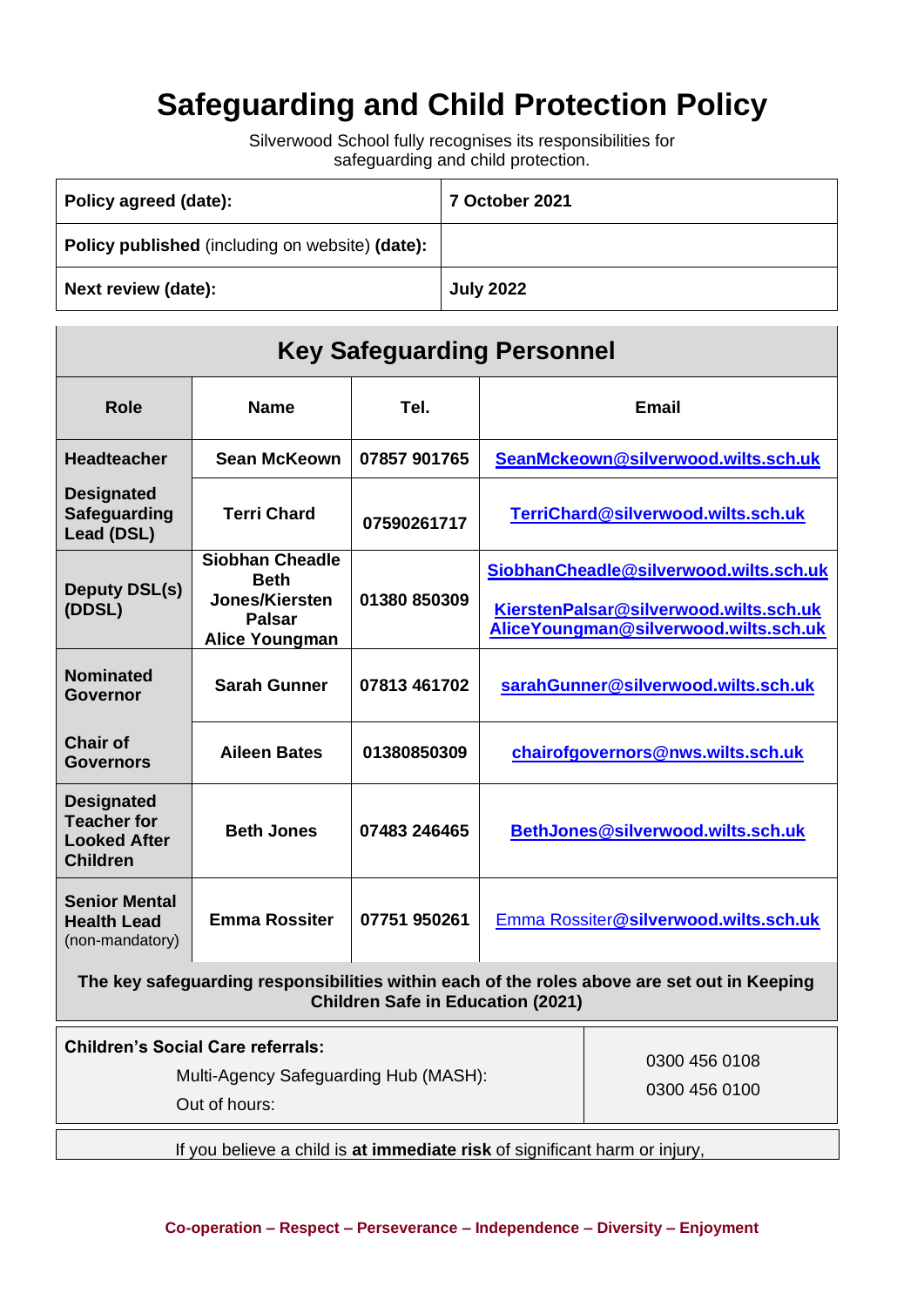# Safeguarding and Child Protection Policy

Silverwood School fully recognises its responsibilities for safeguarding and child protection.

| **Policy agreed (date):** | **7 October 2021** |
|---|---|
| **Policy published** (including on website) **(date):** | |
| **Next review (date):** | **July 2022** |

## Key Safeguarding Personnel

| Role | Name | Tel. | Email |
|---|---|---|---|
| **Headteacher** | **Sean McKeown** | **07857 901765** | **SeanMckeown@silverwood.wilts.sch.uk** |
| **Designated Safeguarding Lead (DSL)** | **Terri Chard** | **07590261717** | **TerriChard@silverwood.wilts.sch.uk** |
| **Deputy DSL(s) (DDSL)** | **Siobhan Cheadle Beth Jones/Kiersten Palsar Alice Youngman** | **01380 850309** | **SiobhanCheadle@silverwood.wilts.sch.uk KierstenPalsar@silverwood.wilts.sch.uk AliceYoungman@silverwood.wilts.sch.uk** |
| **Nominated Governor** | **Sarah Gunner** | **07813 461702** | **sarahGunner@silverwood.wilts.sch.uk** |
| **Chair of Governors** | **Aileen Bates** | **01380850309** | **chairofgovernors@nws.wilts.sch.uk** |
| **Designated Teacher for Looked After Children** | **Beth Jones** | **07483 246465** | **BethJones@silverwood.wilts.sch.uk** |
| **Senior Mental Health Lead** (non-mandatory) | **Emma Rossiter** | **07751 950261** | Emma Rossiter**@silverwood.wilts.sch.uk** |

**The key safeguarding responsibilities within each of the roles above are set out in Keeping Children Safe in Education (2021)**

| **Children's Social Care referrals:** | |
|---|---|
| Multi-Agency Safeguarding Hub (MASH): | 0300 456 0108 |
| Out of hours: | 0300 456 0100 |

If you believe a child is **at immediate risk** of significant harm or injury,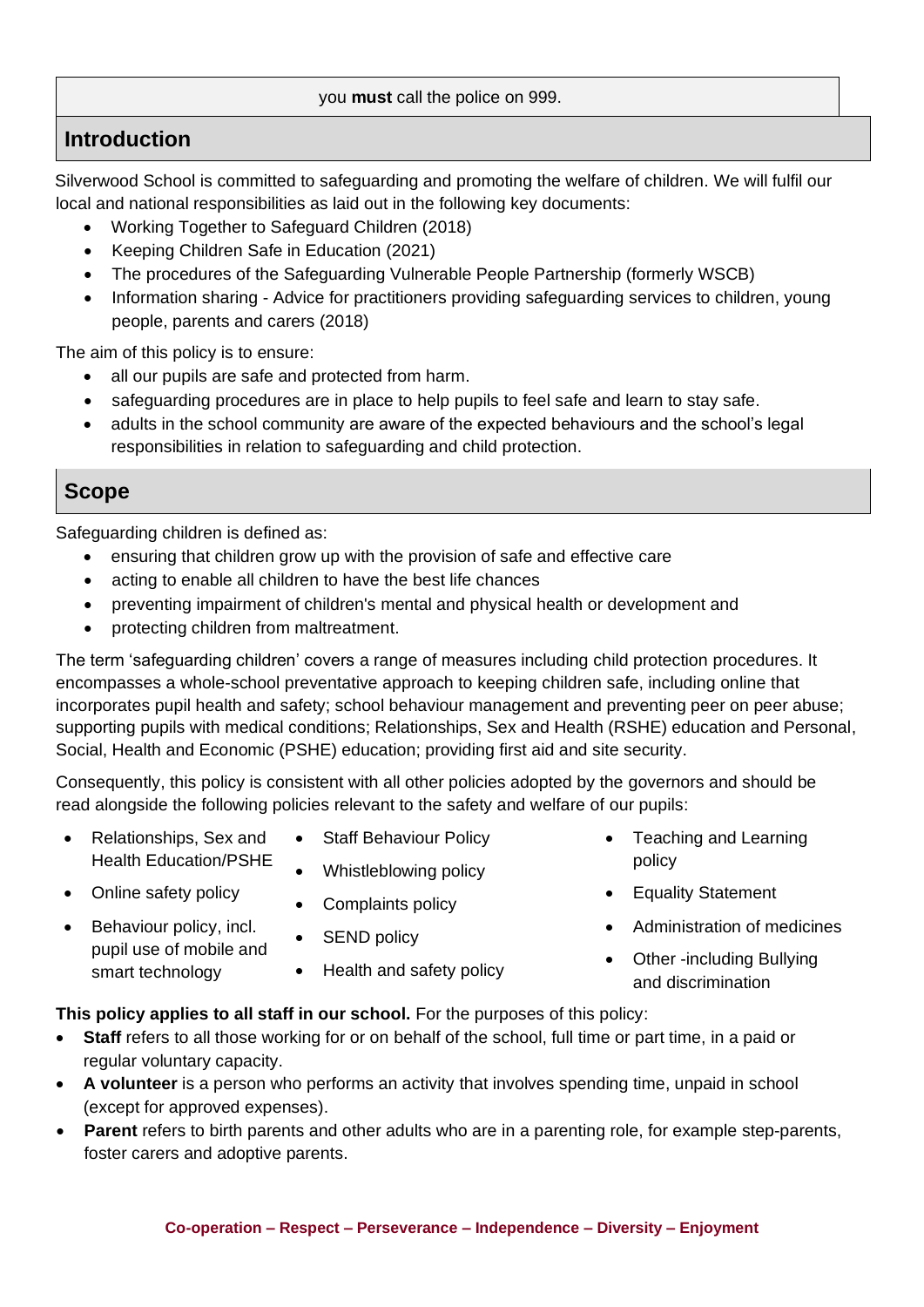you **must** call the police on 999.

## Introduction

Silverwood School is committed to safeguarding and promoting the welfare of children. We will fulfil our local and national responsibilities as laid out in the following key documents:

- Working Together to Safeguard Children (2018)
- Keeping Children Safe in Education (2021)
- The procedures of the Safeguarding Vulnerable People Partnership (formerly WSCB)
- Information sharing - Advice for practitioners providing safeguarding services to children, young people, parents and carers (2018)

The aim of this policy is to ensure:

- all our pupils are safe and protected from harm.
- safeguarding procedures are in place to help pupils to feel safe and learn to stay safe.
- adults in the school community are aware of the expected behaviours and the school's legal responsibilities in relation to safeguarding and child protection.

## Scope

Safeguarding children is defined as:

- ensuring that children grow up with the provision of safe and effective care
- acting to enable all children to have the best life chances
- preventing impairment of children's mental and physical health or development and
- protecting children from maltreatment.

The term 'safeguarding children' covers a range of measures including child protection procedures. It encompasses a whole-school preventative approach to keeping children safe, including online that incorporates pupil health and safety; school behaviour management and preventing peer on peer abuse; supporting pupils with medical conditions; Relationships, Sex and Health (RSHE) education and Personal, Social, Health and Economic (PSHE) education; providing first aid and site security.

Consequently, this policy is consistent with all other policies adopted by the governors and should be read alongside the following policies relevant to the safety and welfare of our pupils:

- Relationships, Sex and Health Education/PSHE
- Online safety policy
- Behaviour policy, incl. pupil use of mobile and smart technology
- Staff Behaviour Policy
- Whistleblowing policy
- Complaints policy
- SEND policy
- Health and safety policy
- Teaching and Learning policy
- Equality Statement
- Administration of medicines
- Other -including Bullying and discrimination

**This policy applies to all staff in our school.** For the purposes of this policy:

- **Staff** refers to all those working for or on behalf of the school, full time or part time, in a paid or regular voluntary capacity.
- **A volunteer** is a person who performs an activity that involves spending time, unpaid in school (except for approved expenses).
- **Parent** refers to birth parents and other adults who are in a parenting role, for example step-parents, foster carers and adoptive parents.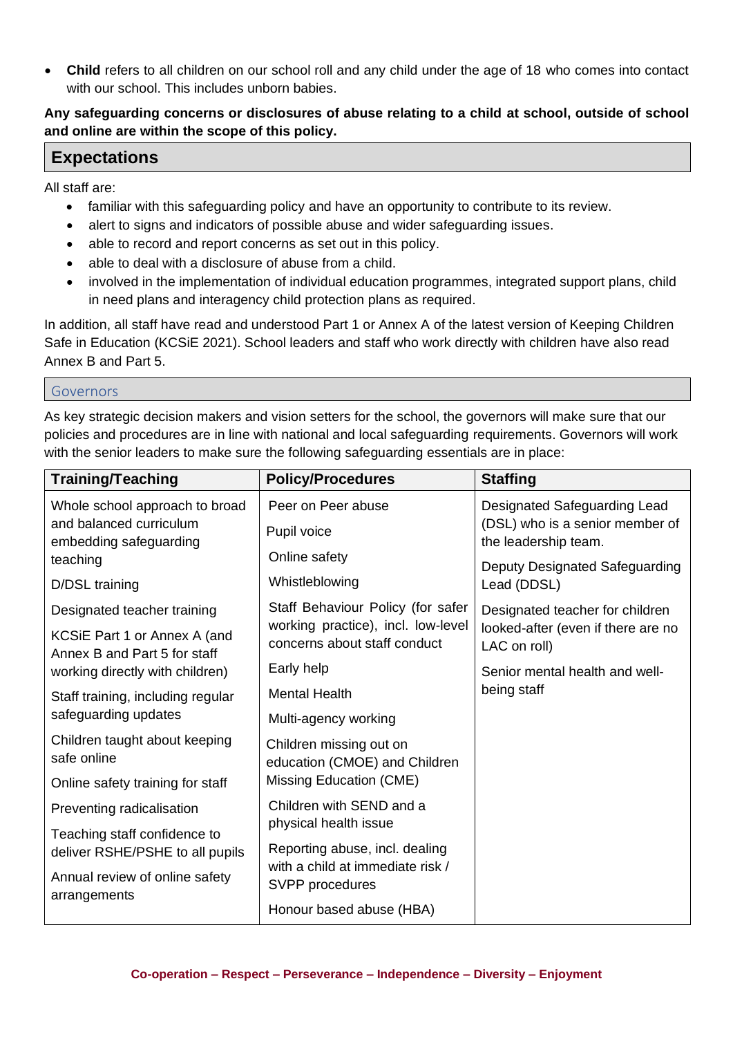- **Child** refers to all children on our school roll and any child under the age of 18 who comes into contact with our school. This includes unborn babies.

**Any safeguarding concerns or disclosures of abuse relating to a child at school, outside of school and online are within the scope of this policy.**

## Expectations

All staff are:

- familiar with this safeguarding policy and have an opportunity to contribute to its review.
- alert to signs and indicators of possible abuse and wider safeguarding issues.
- able to record and report concerns as set out in this policy.
- able to deal with a disclosure of abuse from a child.
- involved in the implementation of individual education programmes, integrated support plans, child in need plans and interagency child protection plans as required.

In addition, all staff have read and understood Part 1 or Annex A of the latest version of Keeping Children Safe in Education (KCSiE 2021). School leaders and staff who work directly with children have also read Annex B and Part 5.

### Governors

As key strategic decision makers and vision setters for the school, the governors will make sure that our policies and procedures are in line with national and local safeguarding requirements. Governors will work with the senior leaders to make sure the following safeguarding essentials are in place:

| Training/Teaching | Policy/Procedures | Staffing |
|---|---|---|
| Whole school approach to broad and balanced curriculum embedding safeguarding teaching | Peer on Peer abuse | Designated Safeguarding Lead (DSL) who is a senior member of the leadership team. |
| D/DSL training | Pupil voice | Deputy Designated Safeguarding Lead (DDSL) |
| Designated teacher training | Online safety | Designated teacher for children looked-after (even if there are no LAC on roll) |
| KCSiE Part 1 or Annex A (and Annex B and Part 5 for staff working directly with children) | Whistleblowing | Senior mental health and well-being staff |
| Staff training, including regular safeguarding updates | Staff Behaviour Policy (for safer working practice), incl. low-level concerns about staff conduct | |
| Children taught about keeping safe online | Early help | |
| Online safety training for staff | Mental Health | |
| Preventing radicalisation | Multi-agency working | |
| Teaching staff confidence to deliver RSHE/PSHE to all pupils | Children missing out on education (CMOE) and Children Missing Education (CME) | |
| Annual review of online safety arrangements | Children with SEND and a physical health issue | |
| | Reporting abuse, incl. dealing with a child at immediate risk / SVPP procedures | |
| | Honour based abuse (HBA) | |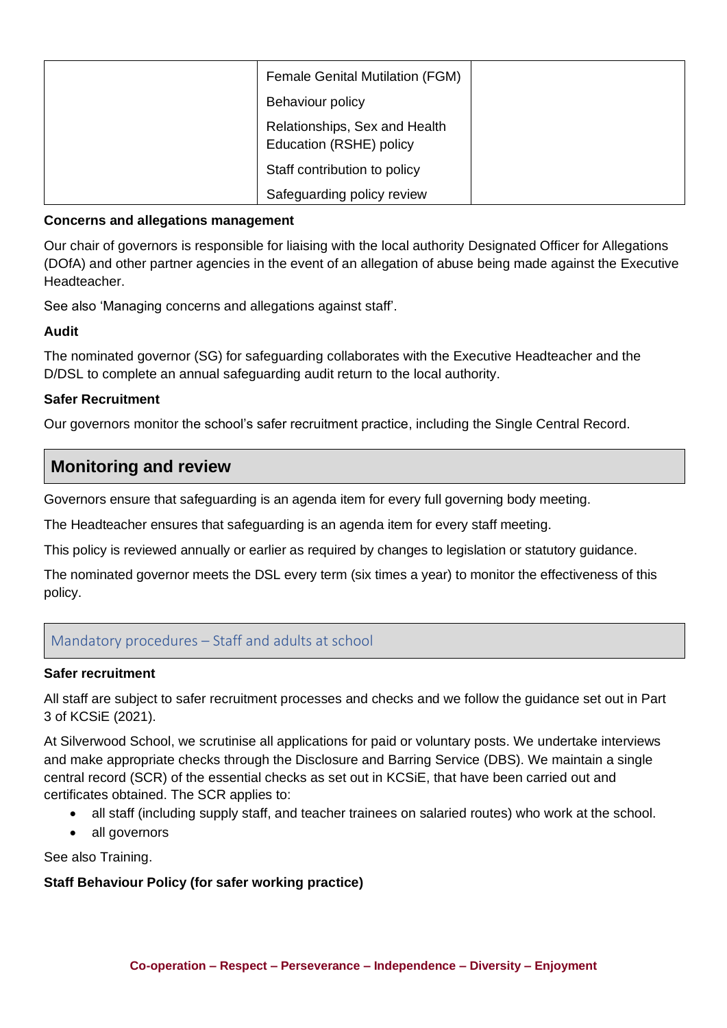| | | |
|---|---|---|
| | Female Genital Mutilation (FGM)<br>Behaviour policy<br>Relationships, Sex and Health Education (RSHE) policy<br>Staff contribution to policy<br>Safeguarding policy review | |

**Concerns and allegations management**

Our chair of governors is responsible for liaising with the local authority Designated Officer for Allegations (DOfA) and other partner agencies in the event of an allegation of abuse being made against the Executive Headteacher.

See also 'Managing concerns and allegations against staff'.

**Audit**

The nominated governor (SG) for safeguarding collaborates with the Executive Headteacher and the D/DSL to complete an annual safeguarding audit return to the local authority.

**Safer Recruitment**

Our governors monitor the school's safer recruitment practice, including the Single Central Record.

## Monitoring and review

Governors ensure that safeguarding is an agenda item for every full governing body meeting.

The Headteacher ensures that safeguarding is an agenda item for every staff meeting.

This policy is reviewed annually or earlier as required by changes to legislation or statutory guidance.

The nominated governor meets the DSL every term (six times a year) to monitor the effectiveness of this policy.

## Mandatory procedures – Staff and adults at school

**Safer recruitment**

All staff are subject to safer recruitment processes and checks and we follow the guidance set out in Part 3 of KCSiE (2021).

At Silverwood School, we scrutinise all applications for paid or voluntary posts. We undertake interviews and make appropriate checks through the Disclosure and Barring Service (DBS). We maintain a single central record (SCR) of the essential checks as set out in KCSiE, that have been carried out and certificates obtained. The SCR applies to:

- all staff (including supply staff, and teacher trainees on salaried routes) who work at the school.
- all governors

See also Training.

**Staff Behaviour Policy (for safer working practice)**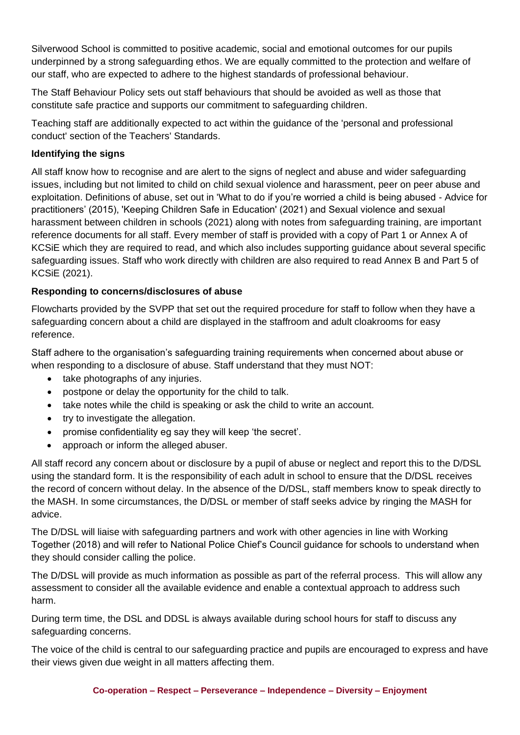Silverwood School is committed to positive academic, social and emotional outcomes for our pupils underpinned by a strong safeguarding ethos. We are equally committed to the protection and welfare of our staff, who are expected to adhere to the highest standards of professional behaviour.

The Staff Behaviour Policy sets out staff behaviours that should be avoided as well as those that constitute safe practice and supports our commitment to safeguarding children.

Teaching staff are additionally expected to act within the guidance of the 'personal and professional conduct' section of the Teachers' Standards.

**Identifying the signs**

All staff know how to recognise and are alert to the signs of neglect and abuse and wider safeguarding issues, including but not limited to child on child sexual violence and harassment, peer on peer abuse and exploitation. Definitions of abuse, set out in 'What to do if you're worried a child is being abused - Advice for practitioners' (2015), 'Keeping Children Safe in Education' (2021) and Sexual violence and sexual harassment between children in schools (2021) along with notes from safeguarding training, are important reference documents for all staff. Every member of staff is provided with a copy of Part 1 or Annex A of KCSiE which they are required to read, and which also includes supporting guidance about several specific safeguarding issues. Staff who work directly with children are also required to read Annex B and Part 5 of KCSiE (2021).

**Responding to concerns/disclosures of abuse**

Flowcharts provided by the SVPP that set out the required procedure for staff to follow when they have a safeguarding concern about a child are displayed in the staffroom and adult cloakrooms for easy reference.

Staff adhere to the organisation's safeguarding training requirements when concerned about abuse or when responding to a disclosure of abuse. Staff understand that they must NOT:

- take photographs of any injuries.
- postpone or delay the opportunity for the child to talk.
- take notes while the child is speaking or ask the child to write an account.
- try to investigate the allegation.
- promise confidentiality eg say they will keep 'the secret'.
- approach or inform the alleged abuser.

All staff record any concern about or disclosure by a pupil of abuse or neglect and report this to the D/DSL using the standard form. It is the responsibility of each adult in school to ensure that the D/DSL receives the record of concern without delay. In the absence of the D/DSL, staff members know to speak directly to the MASH. In some circumstances, the D/DSL or member of staff seeks advice by ringing the MASH for advice.

The D/DSL will liaise with safeguarding partners and work with other agencies in line with Working Together (2018) and will refer to National Police Chief's Council guidance for schools to understand when they should consider calling the police.

The D/DSL will provide as much information as possible as part of the referral process. This will allow any assessment to consider all the available evidence and enable a contextual approach to address such harm.

During term time, the DSL and DDSL is always available during school hours for staff to discuss any safeguarding concerns.

The voice of the child is central to our safeguarding practice and pupils are encouraged to express and have their views given due weight in all matters affecting them.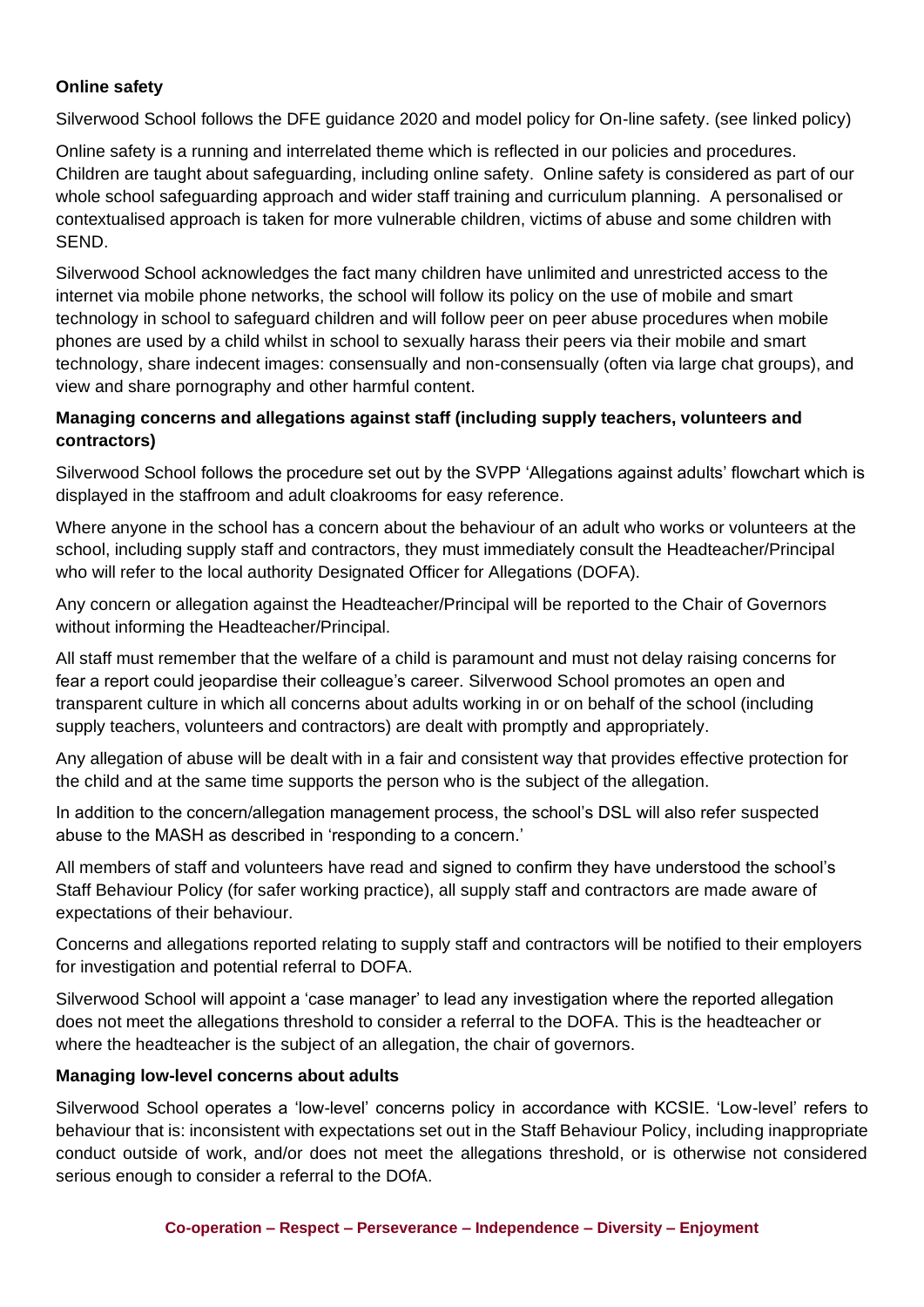**Online safety**

Silverwood School follows the DFE guidance 2020 and model policy for On-line safety. (see linked policy)

Online safety is a running and interrelated theme which is reflected in our policies and procedures. Children are taught about safeguarding, including online safety. Online safety is considered as part of our whole school safeguarding approach and wider staff training and curriculum planning. A personalised or contextualised approach is taken for more vulnerable children, victims of abuse and some children with SEND.

Silverwood School acknowledges the fact many children have unlimited and unrestricted access to the internet via mobile phone networks, the school will follow its policy on the use of mobile and smart technology in school to safeguard children and will follow peer on peer abuse procedures when mobile phones are used by a child whilst in school to sexually harass their peers via their mobile and smart technology, share indecent images: consensually and non-consensually (often via large chat groups), and view and share pornography and other harmful content.

**Managing concerns and allegations against staff (including supply teachers, volunteers and contractors)**

Silverwood School follows the procedure set out by the SVPP 'Allegations against adults' flowchart which is displayed in the staffroom and adult cloakrooms for easy reference.

Where anyone in the school has a concern about the behaviour of an adult who works or volunteers at the school, including supply staff and contractors, they must immediately consult the Headteacher/Principal who will refer to the local authority Designated Officer for Allegations (DOFA).

Any concern or allegation against the Headteacher/Principal will be reported to the Chair of Governors without informing the Headteacher/Principal.

All staff must remember that the welfare of a child is paramount and must not delay raising concerns for fear a report could jeopardise their colleague's career. Silverwood School promotes an open and transparent culture in which all concerns about adults working in or on behalf of the school (including supply teachers, volunteers and contractors) are dealt with promptly and appropriately.

Any allegation of abuse will be dealt with in a fair and consistent way that provides effective protection for the child and at the same time supports the person who is the subject of the allegation.

In addition to the concern/allegation management process, the school's DSL will also refer suspected abuse to the MASH as described in 'responding to a concern.'

All members of staff and volunteers have read and signed to confirm they have understood the school's Staff Behaviour Policy (for safer working practice), all supply staff and contractors are made aware of expectations of their behaviour.

Concerns and allegations reported relating to supply staff and contractors will be notified to their employers for investigation and potential referral to DOFA.

Silverwood School will appoint a 'case manager' to lead any investigation where the reported allegation does not meet the allegations threshold to consider a referral to the DOFA. This is the headteacher or where the headteacher is the subject of an allegation, the chair of governors.

**Managing low-level concerns about adults**

Silverwood School operates a 'low-level' concerns policy in accordance with KCSIE. 'Low-level' refers to behaviour that is: inconsistent with expectations set out in the Staff Behaviour Policy, including inappropriate conduct outside of work, and/or does not meet the allegations threshold, or is otherwise not considered serious enough to consider a referral to the DOfA.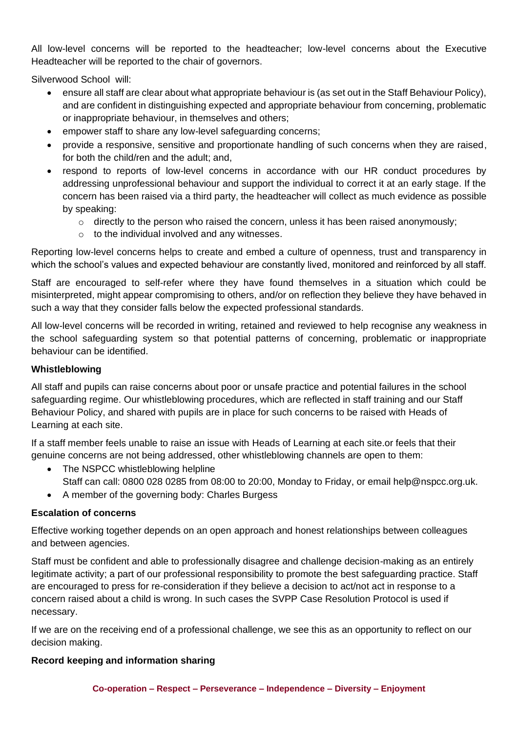All low-level concerns will be reported to the headteacher; low-level concerns about the Executive Headteacher will be reported to the chair of governors.

Silverwood School will:

- ensure all staff are clear about what appropriate behaviour is (as set out in the Staff Behaviour Policy), and are confident in distinguishing expected and appropriate behaviour from concerning, problematic or inappropriate behaviour, in themselves and others;
- empower staff to share any low-level safeguarding concerns;
- provide a responsive, sensitive and proportionate handling of such concerns when they are raised, for both the child/ren and the adult; and,
- respond to reports of low-level concerns in accordance with our HR conduct procedures by addressing unprofessional behaviour and support the individual to correct it at an early stage. If the concern has been raised via a third party, the headteacher will collect as much evidence as possible by speaking:
  - directly to the person who raised the concern, unless it has been raised anonymously;
  - to the individual involved and any witnesses.

Reporting low-level concerns helps to create and embed a culture of openness, trust and transparency in which the school's values and expected behaviour are constantly lived, monitored and reinforced by all staff.

Staff are encouraged to self-refer where they have found themselves in a situation which could be misinterpreted, might appear compromising to others, and/or on reflection they believe they have behaved in such a way that they consider falls below the expected professional standards.

All low-level concerns will be recorded in writing, retained and reviewed to help recognise any weakness in the school safeguarding system so that potential patterns of concerning, problematic or inappropriate behaviour can be identified.

**Whistleblowing**

All staff and pupils can raise concerns about poor or unsafe practice and potential failures in the school safeguarding regime. Our whistleblowing procedures, which are reflected in staff training and our Staff Behaviour Policy, and shared with pupils are in place for such concerns to be raised with Heads of Learning at each site.

If a staff member feels unable to raise an issue with Heads of Learning at each site.or feels that their genuine concerns are not being addressed, other whistleblowing channels are open to them:

- The NSPCC whistleblowing helpline
  Staff can call: 0800 028 0285 from 08:00 to 20:00, Monday to Friday, or email help@nspcc.org.uk.
- A member of the governing body: Charles Burgess

**Escalation of concerns**

Effective working together depends on an open approach and honest relationships between colleagues and between agencies.

Staff must be confident and able to professionally disagree and challenge decision-making as an entirely legitimate activity; a part of our professional responsibility to promote the best safeguarding practice. Staff are encouraged to press for re-consideration if they believe a decision to act/not act in response to a concern raised about a child is wrong. In such cases the SVPP Case Resolution Protocol is used if necessary.

If we are on the receiving end of a professional challenge, we see this as an opportunity to reflect on our decision making.

**Record keeping and information sharing**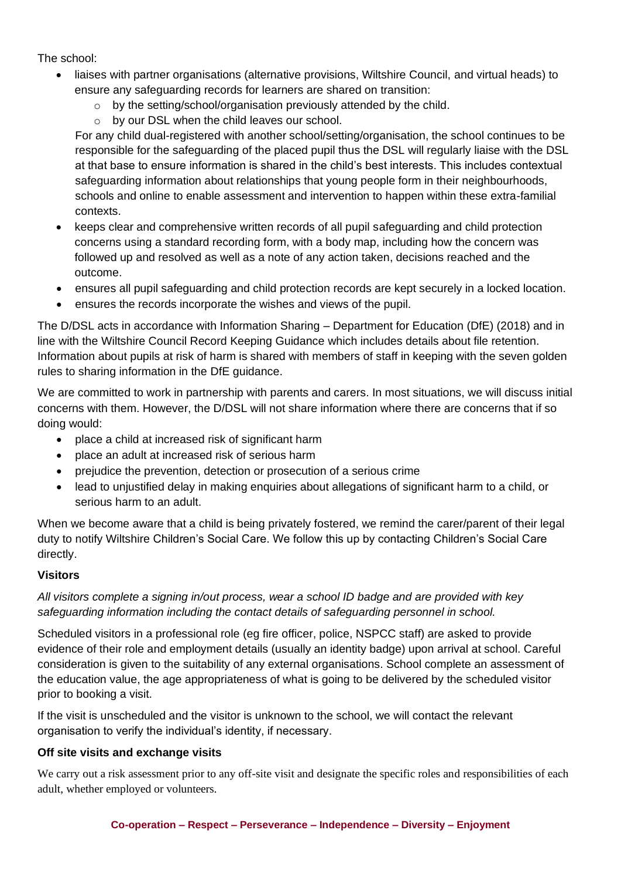The school:

- liaises with partner organisations (alternative provisions, Wiltshire Council, and virtual heads) to ensure any safeguarding records for learners are shared on transition:
  - by the setting/school/organisation previously attended by the child.
  - by our DSL when the child leaves our school.

  For any child dual-registered with another school/setting/organisation, the school continues to be responsible for the safeguarding of the placed pupil thus the DSL will regularly liaise with the DSL at that base to ensure information is shared in the child's best interests. This includes contextual safeguarding information about relationships that young people form in their neighbourhoods, schools and online to enable assessment and intervention to happen within these extra-familial contexts.
- keeps clear and comprehensive written records of all pupil safeguarding and child protection concerns using a standard recording form, with a body map, including how the concern was followed up and resolved as well as a note of any action taken, decisions reached and the outcome.
- ensures all pupil safeguarding and child protection records are kept securely in a locked location.
- ensures the records incorporate the wishes and views of the pupil.

The D/DSL acts in accordance with Information Sharing – Department for Education (DfE) (2018) and in line with the Wiltshire Council Record Keeping Guidance which includes details about file retention. Information about pupils at risk of harm is shared with members of staff in keeping with the seven golden rules to sharing information in the DfE guidance.

We are committed to work in partnership with parents and carers. In most situations, we will discuss initial concerns with them. However, the D/DSL will not share information where there are concerns that if so doing would:

- place a child at increased risk of significant harm
- place an adult at increased risk of serious harm
- prejudice the prevention, detection or prosecution of a serious crime
- lead to unjustified delay in making enquiries about allegations of significant harm to a child, or serious harm to an adult.

When we become aware that a child is being privately fostered, we remind the carer/parent of their legal duty to notify Wiltshire Children's Social Care. We follow this up by contacting Children's Social Care directly.

**Visitors**

*All visitors complete a signing in/out process, wear a school ID badge and are provided with key safeguarding information including the contact details of safeguarding personnel in school.*

Scheduled visitors in a professional role (eg fire officer, police, NSPCC staff) are asked to provide evidence of their role and employment details (usually an identity badge) upon arrival at school. Careful consideration is given to the suitability of any external organisations. School complete an assessment of the education value, the age appropriateness of what is going to be delivered by the scheduled visitor prior to booking a visit.

If the visit is unscheduled and the visitor is unknown to the school, we will contact the relevant organisation to verify the individual's identity, if necessary.

**Off site visits and exchange visits**

We carry out a risk assessment prior to any off-site visit and designate the specific roles and responsibilities of each adult, whether employed or volunteers.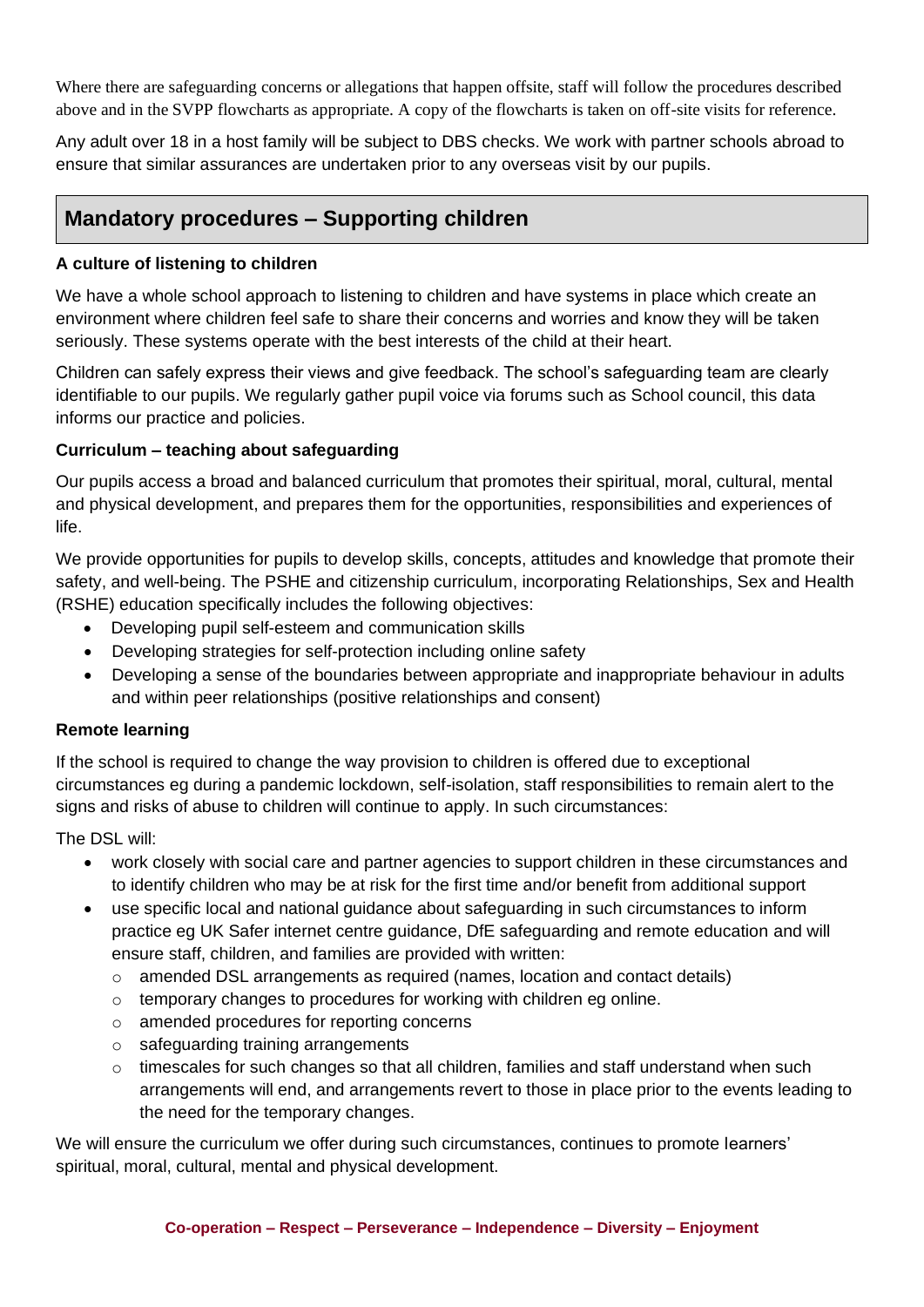Where there are safeguarding concerns or allegations that happen offsite, staff will follow the procedures described above and in the SVPP flowcharts as appropriate. A copy of the flowcharts is taken on off-site visits for reference.

Any adult over 18 in a host family will be subject to DBS checks. We work with partner schools abroad to ensure that similar assurances are undertaken prior to any overseas visit by our pupils.

## Mandatory procedures – Supporting children

**A culture of listening to children**

We have a whole school approach to listening to children and have systems in place which create an environment where children feel safe to share their concerns and worries and know they will be taken seriously. These systems operate with the best interests of the child at their heart.

Children can safely express their views and give feedback. The school's safeguarding team are clearly identifiable to our pupils. We regularly gather pupil voice via forums such as School council, this data informs our practice and policies.

**Curriculum – teaching about safeguarding**

Our pupils access a broad and balanced curriculum that promotes their spiritual, moral, cultural, mental and physical development, and prepares them for the opportunities, responsibilities and experiences of life.

We provide opportunities for pupils to develop skills, concepts, attitudes and knowledge that promote their safety, and well-being. The PSHE and citizenship curriculum, incorporating Relationships, Sex and Health (RSHE) education specifically includes the following objectives:

- Developing pupil self-esteem and communication skills
- Developing strategies for self-protection including online safety
- Developing a sense of the boundaries between appropriate and inappropriate behaviour in adults and within peer relationships (positive relationships and consent)

**Remote learning**

If the school is required to change the way provision to children is offered due to exceptional circumstances eg during a pandemic lockdown, self-isolation, staff responsibilities to remain alert to the signs and risks of abuse to children will continue to apply. In such circumstances:

The DSL will:

- work closely with social care and partner agencies to support children in these circumstances and to identify children who may be at risk for the first time and/or benefit from additional support
- use specific local and national guidance about safeguarding in such circumstances to inform practice eg UK Safer internet centre guidance, DfE safeguarding and remote education and will ensure staff, children, and families are provided with written:
  - amended DSL arrangements as required (names, location and contact details)
  - temporary changes to procedures for working with children eg online.
  - amended procedures for reporting concerns
  - safeguarding training arrangements
  - timescales for such changes so that all children, families and staff understand when such arrangements will end, and arrangements revert to those in place prior to the events leading to the need for the temporary changes.

We will ensure the curriculum we offer during such circumstances, continues to promote learners' spiritual, moral, cultural, mental and physical development.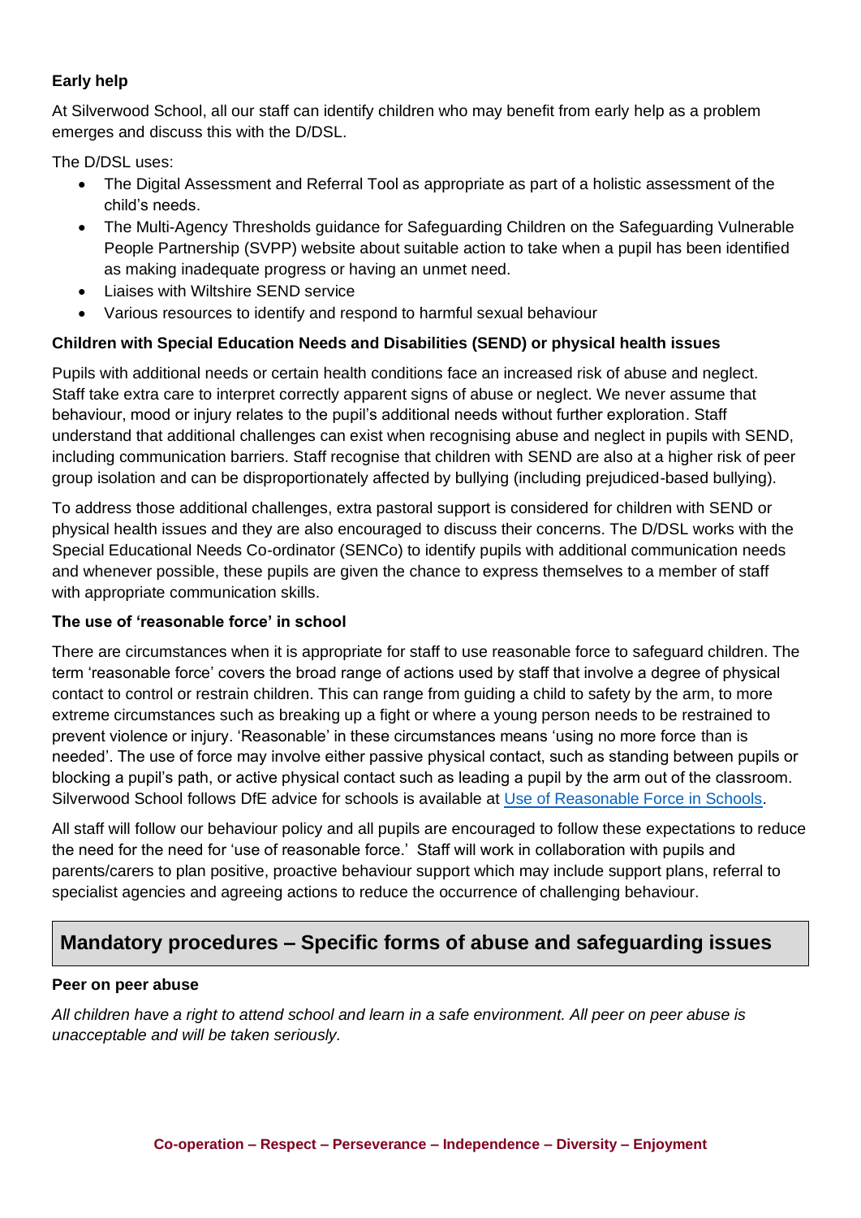**Early help**

At Silverwood School, all our staff can identify children who may benefit from early help as a problem emerges and discuss this with the D/DSL.

The D/DSL uses:

- The Digital Assessment and Referral Tool as appropriate as part of a holistic assessment of the child's needs.
- The Multi-Agency Thresholds guidance for Safeguarding Children on the Safeguarding Vulnerable People Partnership (SVPP) website about suitable action to take when a pupil has been identified as making inadequate progress or having an unmet need.
- Liaises with Wiltshire SEND service
- Various resources to identify and respond to harmful sexual behaviour

**Children with Special Education Needs and Disabilities (SEND) or physical health issues**

Pupils with additional needs or certain health conditions face an increased risk of abuse and neglect. Staff take extra care to interpret correctly apparent signs of abuse or neglect. We never assume that behaviour, mood or injury relates to the pupil's additional needs without further exploration. Staff understand that additional challenges can exist when recognising abuse and neglect in pupils with SEND, including communication barriers. Staff recognise that children with SEND are also at a higher risk of peer group isolation and can be disproportionately affected by bullying (including prejudiced-based bullying).

To address those additional challenges, extra pastoral support is considered for children with SEND or physical health issues and they are also encouraged to discuss their concerns. The D/DSL works with the Special Educational Needs Co-ordinator (SENCo) to identify pupils with additional communication needs and whenever possible, these pupils are given the chance to express themselves to a member of staff with appropriate communication skills.

**The use of 'reasonable force' in school**

There are circumstances when it is appropriate for staff to use reasonable force to safeguard children. The term 'reasonable force' covers the broad range of actions used by staff that involve a degree of physical contact to control or restrain children. This can range from guiding a child to safety by the arm, to more extreme circumstances such as breaking up a fight or where a young person needs to be restrained to prevent violence or injury. 'Reasonable' in these circumstances means 'using no more force than is needed'. The use of force may involve either passive physical contact, such as standing between pupils or blocking a pupil's path, or active physical contact such as leading a pupil by the arm out of the classroom. Silverwood School follows DfE advice for schools is available at Use of Reasonable Force in Schools.

All staff will follow our behaviour policy and all pupils are encouraged to follow these expectations to reduce the need for the need for 'use of reasonable force.' Staff will work in collaboration with pupils and parents/carers to plan positive, proactive behaviour support which may include support plans, referral to specialist agencies and agreeing actions to reduce the occurrence of challenging behaviour.

## Mandatory procedures – Specific forms of abuse and safeguarding issues

**Peer on peer abuse**

*All children have a right to attend school and learn in a safe environment. All peer on peer abuse is unacceptable and will be taken seriously.*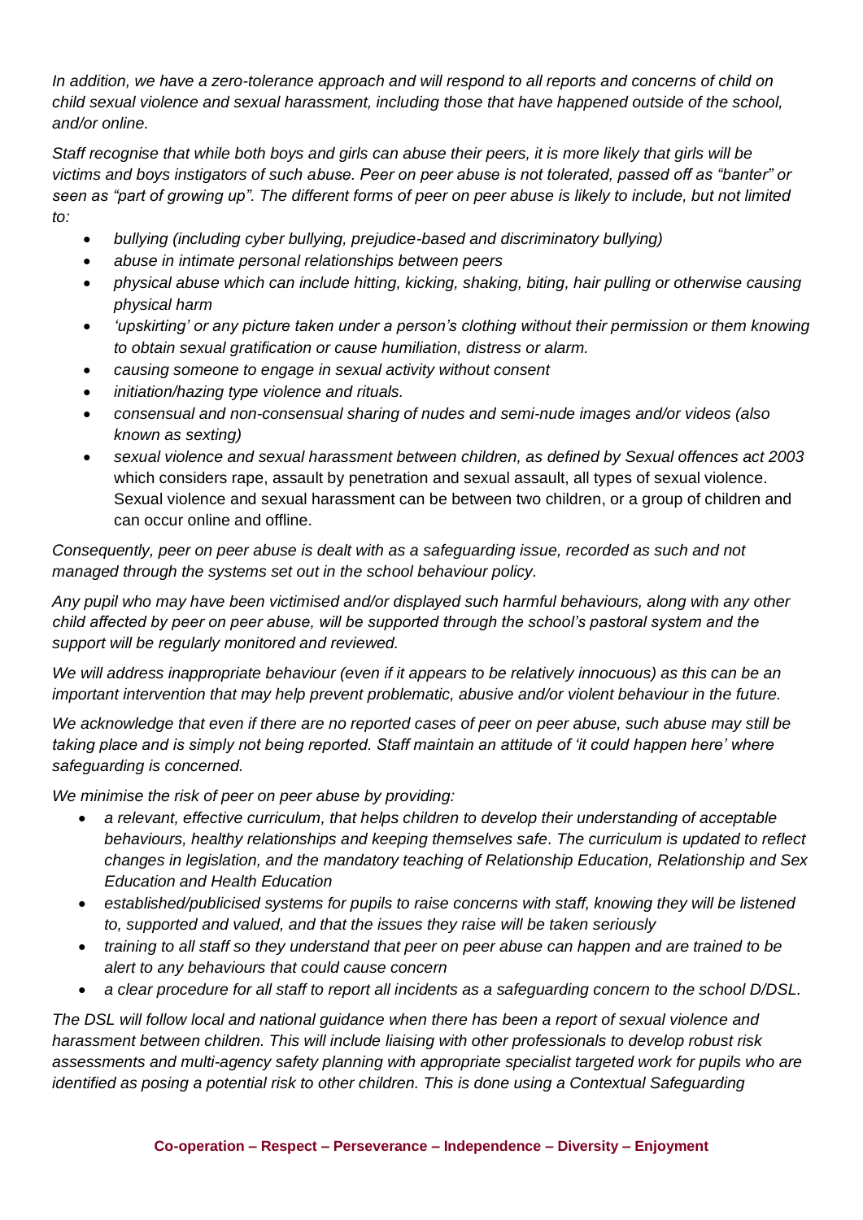*In addition, we have a zero-tolerance approach and will respond to all reports and concerns of child on child sexual violence and sexual harassment, including those that have happened outside of the school, and/or online.*

*Staff recognise that while both boys and girls can abuse their peers, it is more likely that girls will be victims and boys instigators of such abuse. Peer on peer abuse is not tolerated, passed off as "banter" or seen as "part of growing up". The different forms of peer on peer abuse is likely to include, but not limited to:*

- *bullying (including cyber bullying, prejudice-based and discriminatory bullying)*
- *abuse in intimate personal relationships between peers*
- *physical abuse which can include hitting, kicking, shaking, biting, hair pulling or otherwise causing physical harm*
- *'upskirting' or any picture taken under a person's clothing without their permission or them knowing to obtain sexual gratification or cause humiliation, distress or alarm.*
- *causing someone to engage in sexual activity without consent*
- *initiation/hazing type violence and rituals.*
- *consensual and non-consensual sharing of nudes and semi-nude images and/or videos (also known as sexting)*
- *sexual violence and sexual harassment between children, as defined by Sexual offences act 2003* which considers rape, assault by penetration and sexual assault, all types of sexual violence. Sexual violence and sexual harassment can be between two children, or a group of children and can occur online and offline.

*Consequently, peer on peer abuse is dealt with as a safeguarding issue, recorded as such and not managed through the systems set out in the school behaviour policy.*

*Any pupil who may have been victimised and/or displayed such harmful behaviours, along with any other child affected by peer on peer abuse, will be supported through the school's pastoral system and the support will be regularly monitored and reviewed.*

*We will address inappropriate behaviour (even if it appears to be relatively innocuous) as this can be an important intervention that may help prevent problematic, abusive and/or violent behaviour in the future.*

*We acknowledge that even if there are no reported cases of peer on peer abuse, such abuse may still be taking place and is simply not being reported. Staff maintain an attitude of 'it could happen here' where safeguarding is concerned.*

*We minimise the risk of peer on peer abuse by providing:*

- *a relevant, effective curriculum, that helps children to develop their understanding of acceptable behaviours, healthy relationships and keeping themselves safe. The curriculum is updated to reflect changes in legislation, and the mandatory teaching of Relationship Education, Relationship and Sex Education and Health Education*
- *established/publicised systems for pupils to raise concerns with staff, knowing they will be listened to, supported and valued, and that the issues they raise will be taken seriously*
- *training to all staff so they understand that peer on peer abuse can happen and are trained to be alert to any behaviours that could cause concern*
- *a clear procedure for all staff to report all incidents as a safeguarding concern to the school D/DSL.*

*The DSL will follow local and national guidance when there has been a report of sexual violence and harassment between children. This will include liaising with other professionals to develop robust risk assessments and multi-agency safety planning with appropriate specialist targeted work for pupils who are identified as posing a potential risk to other children. This is done using a Contextual Safeguarding*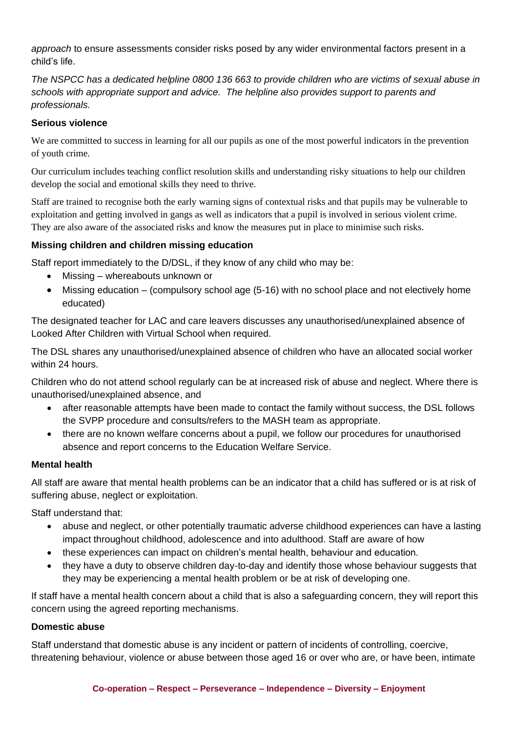*approach* to ensure assessments consider risks posed by any wider environmental factors present in a child's life.

*The NSPCC has a dedicated helpline 0800 136 663 to provide children who are victims of sexual abuse in schools with appropriate support and advice. The helpline also provides support to parents and professionals.*

**Serious violence**

We are committed to success in learning for all our pupils as one of the most powerful indicators in the prevention of youth crime.

Our curriculum includes teaching conflict resolution skills and understanding risky situations to help our children develop the social and emotional skills they need to thrive.

Staff are trained to recognise both the early warning signs of contextual risks and that pupils may be vulnerable to exploitation and getting involved in gangs as well as indicators that a pupil is involved in serious violent crime. They are also aware of the associated risks and know the measures put in place to minimise such risks.

**Missing children and children missing education**

Staff report immediately to the D/DSL, if they know of any child who may be:

- Missing – whereabouts unknown or
- Missing education – (compulsory school age (5-16) with no school place and not electively home educated)

The designated teacher for LAC and care leavers discusses any unauthorised/unexplained absence of Looked After Children with Virtual School when required.

The DSL shares any unauthorised/unexplained absence of children who have an allocated social worker within 24 hours.

Children who do not attend school regularly can be at increased risk of abuse and neglect. Where there is unauthorised/unexplained absence, and

- after reasonable attempts have been made to contact the family without success, the DSL follows the SVPP procedure and consults/refers to the MASH team as appropriate.
- there are no known welfare concerns about a pupil, we follow our procedures for unauthorised absence and report concerns to the Education Welfare Service.

**Mental health**

All staff are aware that mental health problems can be an indicator that a child has suffered or is at risk of suffering abuse, neglect or exploitation.

Staff understand that:

- abuse and neglect, or other potentially traumatic adverse childhood experiences can have a lasting impact throughout childhood, adolescence and into adulthood. Staff are aware of how
- these experiences can impact on children's mental health, behaviour and education.
- they have a duty to observe children day-to-day and identify those whose behaviour suggests that they may be experiencing a mental health problem or be at risk of developing one.

If staff have a mental health concern about a child that is also a safeguarding concern, they will report this concern using the agreed reporting mechanisms.

**Domestic abuse**

Staff understand that domestic abuse is any incident or pattern of incidents of controlling, coercive, threatening behaviour, violence or abuse between those aged 16 or over who are, or have been, intimate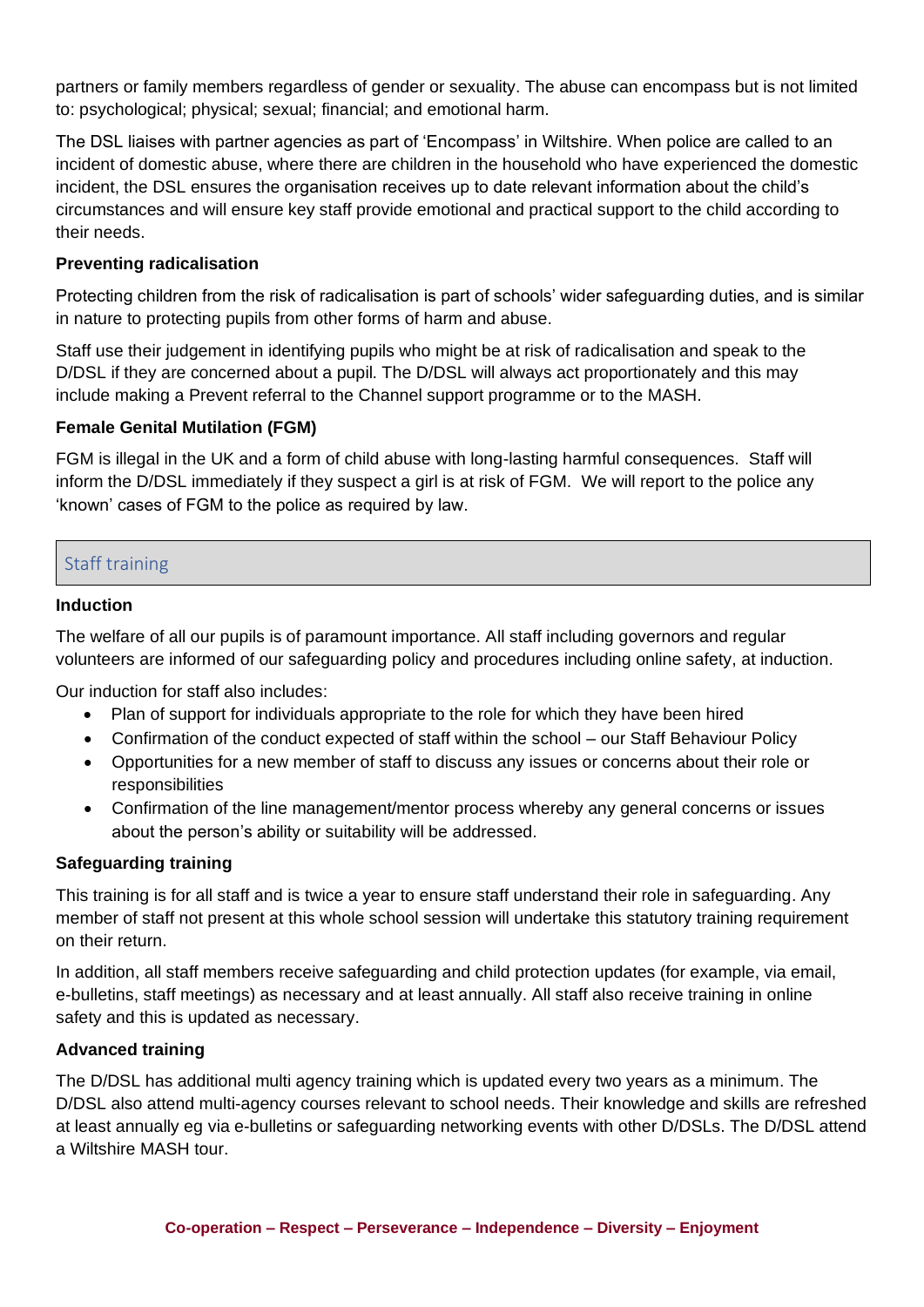partners or family members regardless of gender or sexuality. The abuse can encompass but is not limited to: psychological; physical; sexual; financial; and emotional harm.

The DSL liaises with partner agencies as part of 'Encompass' in Wiltshire. When police are called to an incident of domestic abuse, where there are children in the household who have experienced the domestic incident, the DSL ensures the organisation receives up to date relevant information about the child's circumstances and will ensure key staff provide emotional and practical support to the child according to their needs.

**Preventing radicalisation**

Protecting children from the risk of radicalisation is part of schools' wider safeguarding duties, and is similar in nature to protecting pupils from other forms of harm and abuse.

Staff use their judgement in identifying pupils who might be at risk of radicalisation and speak to the D/DSL if they are concerned about a pupil. The D/DSL will always act proportionately and this may include making a Prevent referral to the Channel support programme or to the MASH.

**Female Genital Mutilation (FGM)**

FGM is illegal in the UK and a form of child abuse with long-lasting harmful consequences. Staff will inform the D/DSL immediately if they suspect a girl is at risk of FGM. We will report to the police any 'known' cases of FGM to the police as required by law.

## Staff training

**Induction**

The welfare of all our pupils is of paramount importance. All staff including governors and regular volunteers are informed of our safeguarding policy and procedures including online safety, at induction.

Our induction for staff also includes:

- Plan of support for individuals appropriate to the role for which they have been hired
- Confirmation of the conduct expected of staff within the school – our Staff Behaviour Policy
- Opportunities for a new member of staff to discuss any issues or concerns about their role or responsibilities
- Confirmation of the line management/mentor process whereby any general concerns or issues about the person's ability or suitability will be addressed.

**Safeguarding training**

This training is for all staff and is twice a year to ensure staff understand their role in safeguarding. Any member of staff not present at this whole school session will undertake this statutory training requirement on their return.

In addition, all staff members receive safeguarding and child protection updates (for example, via email, e-bulletins, staff meetings) as necessary and at least annually. All staff also receive training in online safety and this is updated as necessary.

**Advanced training**

The D/DSL has additional multi agency training which is updated every two years as a minimum. The D/DSL also attend multi-agency courses relevant to school needs. Their knowledge and skills are refreshed at least annually eg via e-bulletins or safeguarding networking events with other D/DSLs. The D/DSL attend a Wiltshire MASH tour.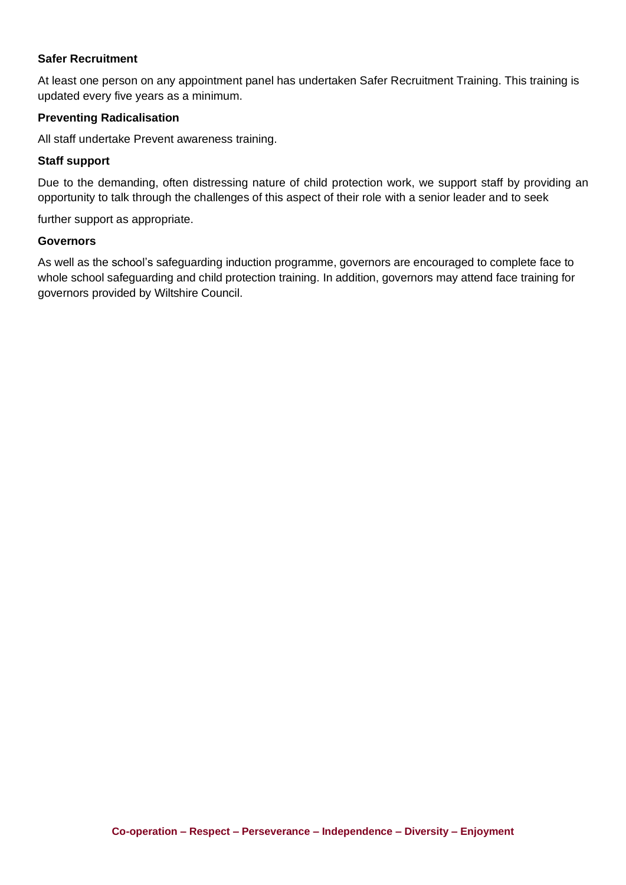**Safer Recruitment**

At least one person on any appointment panel has undertaken Safer Recruitment Training. This training is updated every five years as a minimum.

**Preventing Radicalisation**

All staff undertake Prevent awareness training.

**Staff support**

Due to the demanding, often distressing nature of child protection work, we support staff by providing an opportunity to talk through the challenges of this aspect of their role with a senior leader and to seek

further support as appropriate.

**Governors**

As well as the school's safeguarding induction programme, governors are encouraged to complete face to whole school safeguarding and child protection training. In addition, governors may attend face training for governors provided by Wiltshire Council.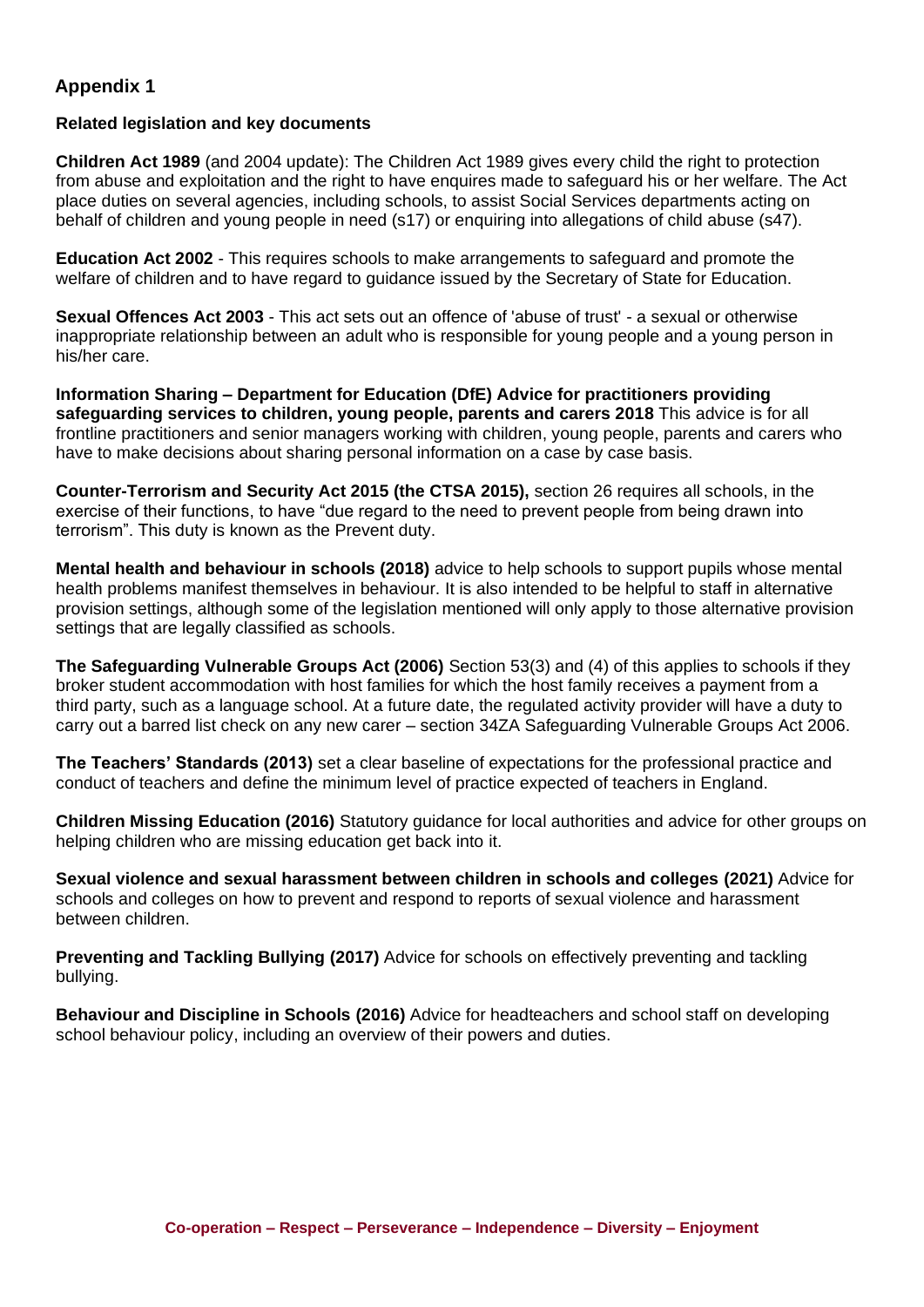## Appendix 1

**Related legislation and key documents**

**Children Act 1989** (and 2004 update): The Children Act 1989 gives every child the right to protection from abuse and exploitation and the right to have enquires made to safeguard his or her welfare. The Act place duties on several agencies, including schools, to assist Social Services departments acting on behalf of children and young people in need (s17) or enquiring into allegations of child abuse (s47).

**Education Act 2002** - This requires schools to make arrangements to safeguard and promote the welfare of children and to have regard to guidance issued by the Secretary of State for Education.

**Sexual Offences Act 2003** - This act sets out an offence of 'abuse of trust' - a sexual or otherwise inappropriate relationship between an adult who is responsible for young people and a young person in his/her care.

**Information Sharing – Department for Education (DfE) Advice for practitioners providing safeguarding services to children, young people, parents and carers 2018** This advice is for all frontline practitioners and senior managers working with children, young people, parents and carers who have to make decisions about sharing personal information on a case by case basis.

**Counter-Terrorism and Security Act 2015 (the CTSA 2015),** section 26 requires all schools, in the exercise of their functions, to have "due regard to the need to prevent people from being drawn into terrorism". This duty is known as the Prevent duty.

**Mental health and behaviour in schools (2018)** advice to help schools to support pupils whose mental health problems manifest themselves in behaviour. It is also intended to be helpful to staff in alternative provision settings, although some of the legislation mentioned will only apply to those alternative provision settings that are legally classified as schools.

**The Safeguarding Vulnerable Groups Act (2006)** Section 53(3) and (4) of this applies to schools if they broker student accommodation with host families for which the host family receives a payment from a third party, such as a language school. At a future date, the regulated activity provider will have a duty to carry out a barred list check on any new carer – section 34ZA Safeguarding Vulnerable Groups Act 2006.

**The Teachers' Standards (2013)** set a clear baseline of expectations for the professional practice and conduct of teachers and define the minimum level of practice expected of teachers in England.

**Children Missing Education (2016)** Statutory guidance for local authorities and advice for other groups on helping children who are missing education get back into it.

**Sexual violence and sexual harassment between children in schools and colleges (2021)** Advice for schools and colleges on how to prevent and respond to reports of sexual violence and harassment between children.

**Preventing and Tackling Bullying (2017)** Advice for schools on effectively preventing and tackling bullying.

**Behaviour and Discipline in Schools (2016)** Advice for headteachers and school staff on developing school behaviour policy, including an overview of their powers and duties.